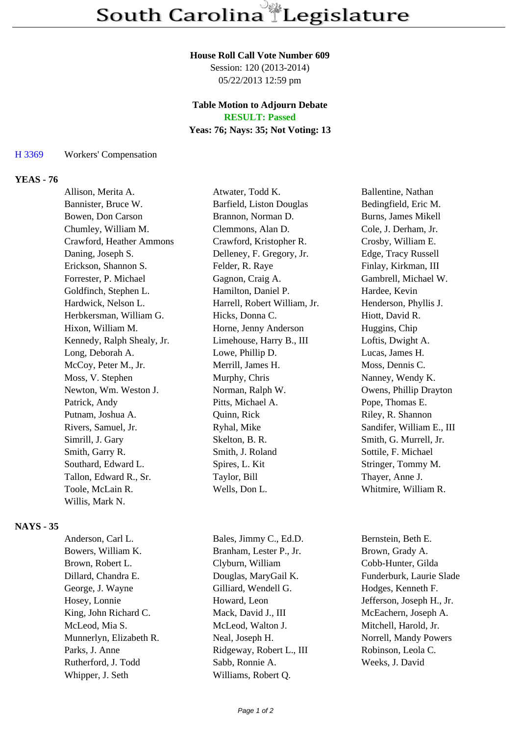# South Carolina Legislature

**House Roll Call Vote Number 609**
Session: 120 (2013-2014)
05/22/2013 12:59 pm

**Table Motion to Adjourn Debate**
**RESULT: Passed**
**Yeas: 76; Nays: 35; Not Voting: 13**

H 3369 Workers' Compensation

## YEAS - 76

| | | |
|---|---|---|
| Allison, Merita A. | Atwater, Todd K. | Ballentine, Nathan |
| Bannister, Bruce W. | Barfield, Liston Douglas | Bedingfield, Eric M. |
| Bowen, Don Carson | Brannon, Norman D. | Burns, James Mikell |
| Chumley, William M. | Clemmons, Alan D. | Cole, J. Derham, Jr. |
| Crawford, Heather Ammons | Crawford, Kristopher R. | Crosby, William E. |
| Daning, Joseph S. | Delleney, F. Gregory, Jr. | Edge, Tracy Russell |
| Erickson, Shannon S. | Felder, R. Raye | Finlay, Kirkman, III |
| Forrester, P. Michael | Gagnon, Craig A. | Gambrell, Michael W. |
| Goldfinch, Stephen L. | Hamilton, Daniel P. | Hardee, Kevin |
| Hardwick, Nelson L. | Harrell, Robert William, Jr. | Henderson, Phyllis J. |
| Herbkersman, William G. | Hicks, Donna C. | Hiott, David R. |
| Hixon, William M. | Horne, Jenny Anderson | Huggins, Chip |
| Kennedy, Ralph Shealy, Jr. | Limehouse, Harry B., III | Loftis, Dwight A. |
| Long, Deborah A. | Lowe, Phillip D. | Lucas, James H. |
| McCoy, Peter M., Jr. | Merrill, James H. | Moss, Dennis C. |
| Moss, V. Stephen | Murphy, Chris | Nanney, Wendy K. |
| Newton, Wm. Weston J. | Norman, Ralph W. | Owens, Phillip Drayton |
| Patrick, Andy | Pitts, Michael A. | Pope, Thomas E. |
| Putnam, Joshua A. | Quinn, Rick | Riley, R. Shannon |
| Rivers, Samuel, Jr. | Ryhal, Mike | Sandifer, William E., III |
| Simrill, J. Gary | Skelton, B. R. | Smith, G. Murrell, Jr. |
| Smith, Garry R. | Smith, J. Roland | Sottile, F. Michael |
| Southard, Edward L. | Spires, L. Kit | Stringer, Tommy M. |
| Tallon, Edward R., Sr. | Taylor, Bill | Thayer, Anne J. |
| Toole, McLain R. | Wells, Don L. | Whitmire, William R. |
| Willis, Mark N. | | |

## NAYS - 35

| | | |
|---|---|---|
| Anderson, Carl L. | Bales, Jimmy C., Ed.D. | Bernstein, Beth E. |
| Bowers, William K. | Branham, Lester P., Jr. | Brown, Grady A. |
| Brown, Robert L. | Clyburn, William | Cobb-Hunter, Gilda |
| Dillard, Chandra E. | Douglas, MaryGail K. | Funderburk, Laurie Slade |
| George, J. Wayne | Gilliard, Wendell G. | Hodges, Kenneth F. |
| Hosey, Lonnie | Howard, Leon | Jefferson, Joseph H., Jr. |
| King, John Richard C. | Mack, David J., III | McEachern, Joseph A. |
| McLeod, Mia S. | McLeod, Walton J. | Mitchell, Harold, Jr. |
| Munnerlyn, Elizabeth R. | Neal, Joseph H. | Norrell, Mandy Powers |
| Parks, J. Anne | Ridgeway, Robert L., III | Robinson, Leola C. |
| Rutherford, J. Todd | Sabb, Ronnie A. | Weeks, J. David |
| Whipper, J. Seth | Williams, Robert Q. | |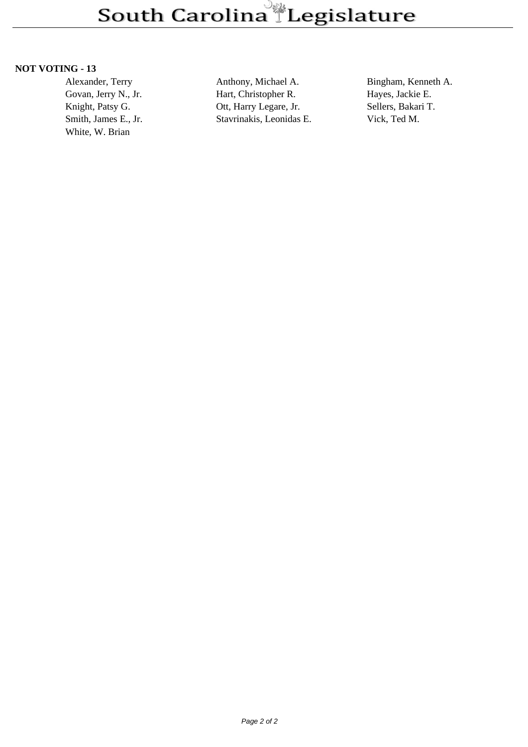**NOT VOTING - 13**

| | | |
|---|---|---|
| Alexander, Terry | Anthony, Michael A. | Bingham, Kenneth A. |
| Govan, Jerry N., Jr. | Hart, Christopher R. | Hayes, Jackie E. |
| Knight, Patsy G. | Ott, Harry Legare, Jr. | Sellers, Bakari T. |
| Smith, James E., Jr. | Stavrinakis, Leonidas E. | Vick, Ted M. |
| White, W. Brian | | |